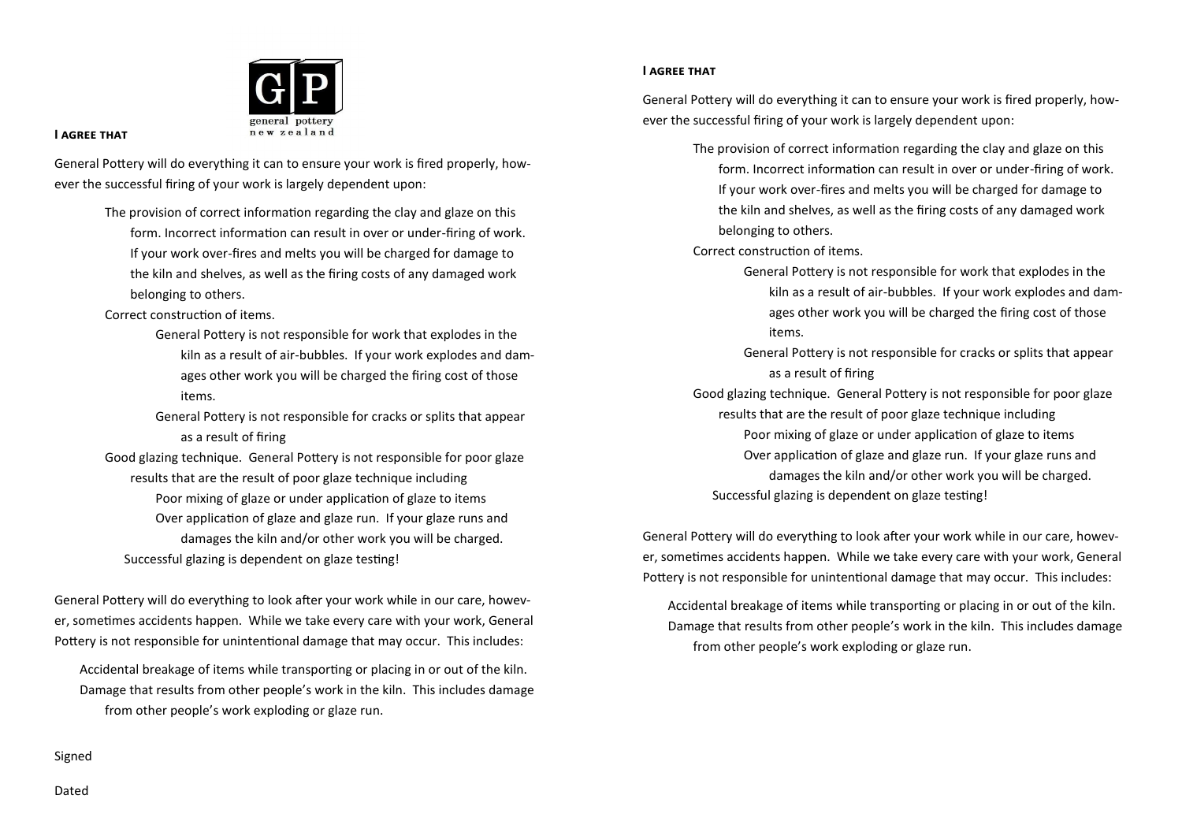general pottery new zealand

### I agree that

General Pottery will do everything it can to ensure your work is fired properly, however the successful firing of your work is largely dependent upon:

- The provision of correct information regarding the clay and glaze on this form. Incorrect information can result in over or under-firing of work. If your work over-fires and melts you will be charged for damage to the kiln and shelves, as well as the firing costs of any damaged work belonging to others.
- Correct construction of items.
  - General Pottery is not responsible for work that explodes in the kiln as a result of air-bubbles. If your work explodes and damages other work you will be charged the firing cost of those items.
  - General Pottery is not responsible for cracks or splits that appear as a result of firing
- Good glazing technique. General Pottery is not responsible for poor glaze results that are the result of poor glaze technique including
  - Poor mixing of glaze or under application of glaze to items
  - Over application of glaze and glaze run. If your glaze runs and damages the kiln and/or other work you will be charged.
  - Successful glazing is dependent on glaze testing!

General Pottery will do everything to look after your work while in our care, however, sometimes accidents happen. While we take every care with your work, General Pottery is not responsible for unintentional damage that may occur. This includes:

- Accidental breakage of items while transporting or placing in or out of the kiln.
- Damage that results from other people's work in the kiln. This includes damage from other people's work exploding or glaze run.

Signed

Dated

### I agree that

General Pottery will do everything it can to ensure your work is fired properly, however the successful firing of your work is largely dependent upon:

- The provision of correct information regarding the clay and glaze on this form. Incorrect information can result in over or under-firing of work. If your work over-fires and melts you will be charged for damage to the kiln and shelves, as well as the firing costs of any damaged work belonging to others.
- Correct construction of items.
  - General Pottery is not responsible for work that explodes in the kiln as a result of air-bubbles. If your work explodes and damages other work you will be charged the firing cost of those items.
  - General Pottery is not responsible for cracks or splits that appear as a result of firing
- Good glazing technique. General Pottery is not responsible for poor glaze results that are the result of poor glaze technique including
  - Poor mixing of glaze or under application of glaze to items
  - Over application of glaze and glaze run. If your glaze runs and damages the kiln and/or other work you will be charged.
  - Successful glazing is dependent on glaze testing!

General Pottery will do everything to look after your work while in our care, however, sometimes accidents happen. While we take every care with your work, General Pottery is not responsible for unintentional damage that may occur. This includes:

- Accidental breakage of items while transporting or placing in or out of the kiln.
- Damage that results from other people's work in the kiln. This includes damage from other people's work exploding or glaze run.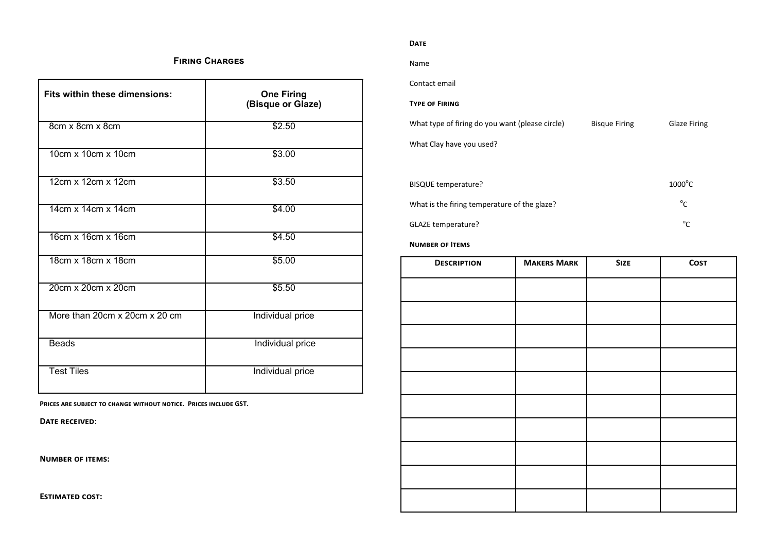## Firing Charges

| Fits within these dimensions: | One Firing (Bisque or Glaze) |
|---|---|
| 8cm x 8cm x 8cm | $2.50 |
| 10cm x 10cm x 10cm | $3.00 |
| 12cm x 12cm x 12cm | $3.50 |
| 14cm x 14cm x 14cm | $4.00 |
| 16cm x 16cm x 16cm | $4.50 |
| 18cm x 18cm x 18cm | $5.00 |
| 20cm x 20cm x 20cm | $5.50 |
| More than 20cm x 20cm x 20 cm | Individual price |
| Beads | Individual price |
| Test Tiles | Individual price |

**Prices are subject to change without notice. Prices include GST.**

**Date received**:

**Number of items:**

**Estimated cost:**

**Date**

Name

Contact email

**Type of Firing**

What type of firing do you want (please circle) Bisque Firing Glaze Firing

What Clay have you used?

BISQUE temperature? 1000°C

What is the firing temperature of the glaze? °C

GLAZE temperature? °C

**Number of Items**

| Description | Makers Mark | Size | Cost |
|---|---|---|---|
| | | | |
| | | | |
| | | | |
| | | | |
| | | | |
| | | | |
| | | | |
| | | | |
| | | | |
| | | | |